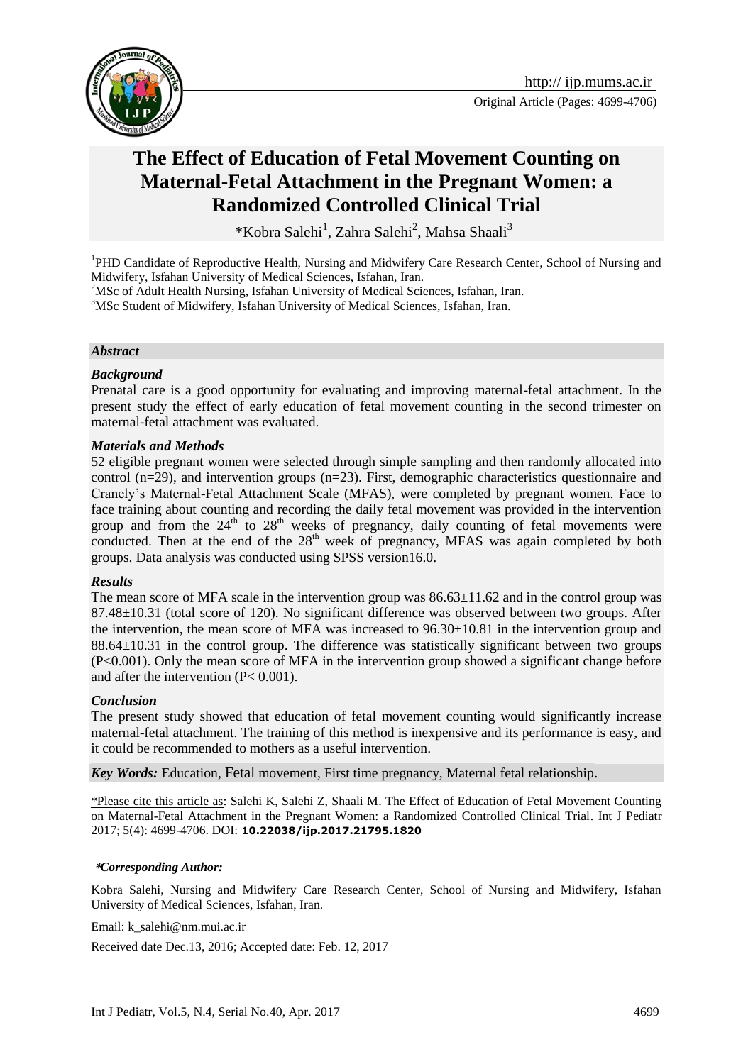Original Article (Pages: 4699-4706)

# The Effect of Education of Fetal Movement Counting on Maternal-Fetal Attachment in the Pregnant Women: a Randomized Controlled Clinical Trial

*Kobra Salehi[1], Zahra Salehi[2], Mahsa Shaali[3]

[1]PHD Candidate of Reproductive Health, Nursing and Midwifery Care Research Center, School of Nursing and Midwifery, Isfahan University of Medical Sciences, Isfahan, Iran.

[2]MSc of Adult Health Nursing, Isfahan University of Medical Sciences, Isfahan, Iran.

[3]MSc Student of Midwifery, Isfahan University of Medical Sciences, Isfahan, Iran.

### *Abstract*

#### *Background*

Prenatal care is a good opportunity for evaluating and improving maternal-fetal attachment. In the present study the effect of early education of fetal movement counting in the second trimester on maternal-fetal attachment was evaluated.

#### *Materials and Methods*

52 eligible pregnant women were selected through simple sampling and then randomly allocated into control (n=29), and intervention groups (n=23). First, demographic characteristics questionnaire and Cranely's Maternal-Fetal Attachment Scale (MFAS), were completed by pregnant women. Face to face training about counting and recording the daily fetal movement was provided in the intervention group and from the 24th to 28th weeks of pregnancy, daily counting of fetal movements were conducted. Then at the end of the 28th week of pregnancy, MFAS was again completed by both groups. Data analysis was conducted using SPSS version16.0.

#### *Results*

The mean score of MFA scale in the intervention group was 86.63±11.62 and in the control group was 87.48±10.31 (total score of 120). No significant difference was observed between two groups. After the intervention, the mean score of MFA was increased to 96.30±10.81 in the intervention group and 88.64±10.31 in the control group. The difference was statistically significant between two groups ($P<0.001$). Only the mean score of MFA in the intervention group showed a significant change before and after the intervention ($P< 0.001$).

#### *Conclusion*

The present study showed that education of fetal movement counting would significantly increase maternal-fetal attachment. The training of this method is inexpensive and its performance is easy, and it could be recommended to mothers as a useful intervention.

*Key Words:* Education, Fetal movement, First time pregnancy, Maternal fetal relationship.

*Please cite this article as: Salehi K, Salehi Z, Shaali M. The Effect of Education of Fetal Movement Counting on Maternal-Fetal Attachment in the Pregnant Women: a Randomized Controlled Clinical Trial. Int J Pediatr 2017; 5(4): 4699-4706. DOI: **10.22038/ijp.2017.21795.1820**

***Corresponding Author:***

Kobra Salehi, Nursing and Midwifery Care Research Center, School of Nursing and Midwifery, Isfahan University of Medical Sciences, Isfahan, Iran.

Email: k_salehi@nm.mui.ac.ir

Received date Dec.13, 2016; Accepted date: Feb. 12, 2017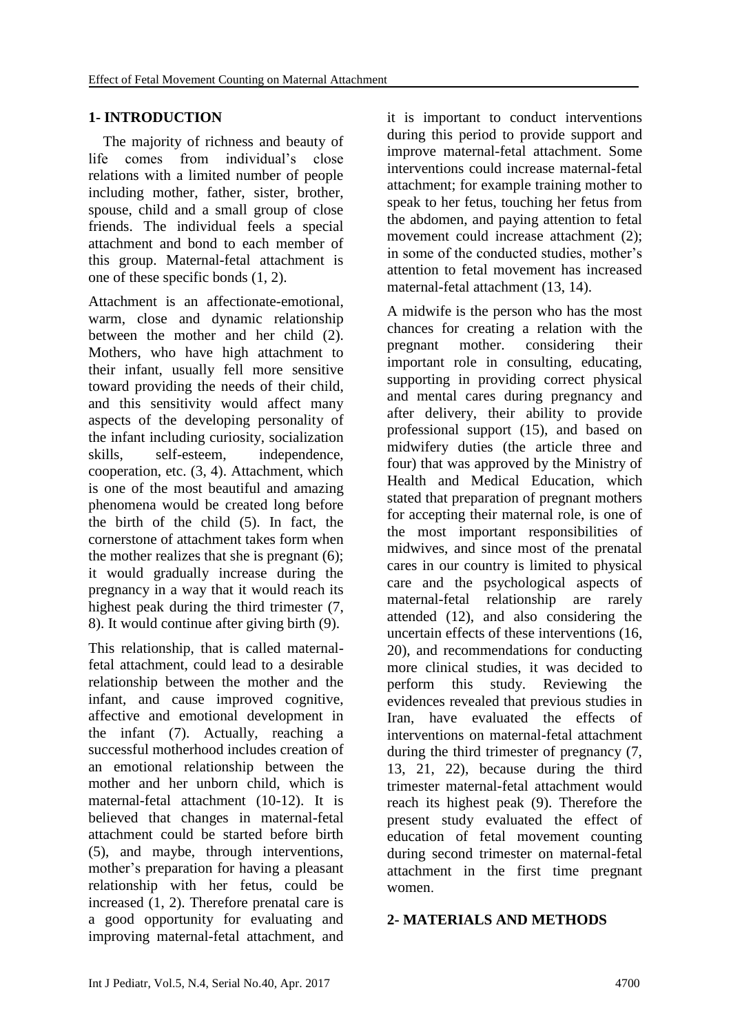## 1- INTRODUCTION

The majority of richness and beauty of life comes from individual's close relations with a limited number of people including mother, father, sister, brother, spouse, child and a small group of close friends. The individual feels a special attachment and bond to each member of this group. Maternal-fetal attachment is one of these specific bonds (1, 2).

Attachment is an affectionate-emotional, warm, close and dynamic relationship between the mother and her child (2). Mothers, who have high attachment to their infant, usually fell more sensitive toward providing the needs of their child, and this sensitivity would affect many aspects of the developing personality of the infant including curiosity, socialization skills, self-esteem, independence, cooperation, etc. (3, 4). Attachment, which is one of the most beautiful and amazing phenomena would be created long before the birth of the child (5). In fact, the cornerstone of attachment takes form when the mother realizes that she is pregnant (6); it would gradually increase during the pregnancy in a way that it would reach its highest peak during the third trimester (7, 8). It would continue after giving birth (9).

This relationship, that is called maternal-fetal attachment, could lead to a desirable relationship between the mother and the infant, and cause improved cognitive, affective and emotional development in the infant (7). Actually, reaching a successful motherhood includes creation of an emotional relationship between the mother and her unborn child, which is maternal-fetal attachment (10-12). It is believed that changes in maternal-fetal attachment could be started before birth (5), and maybe, through interventions, mother's preparation for having a pleasant relationship with her fetus, could be increased (1, 2). Therefore prenatal care is a good opportunity for evaluating and improving maternal-fetal attachment, and it is important to conduct interventions during this period to provide support and improve maternal-fetal attachment. Some interventions could increase maternal-fetal attachment; for example training mother to speak to her fetus, touching her fetus from the abdomen, and paying attention to fetal movement could increase attachment (2); in some of the conducted studies, mother's attention to fetal movement has increased maternal-fetal attachment (13, 14).

A midwife is the person who has the most chances for creating a relation with the pregnant mother. considering their important role in consulting, educating, supporting in providing correct physical and mental cares during pregnancy and after delivery, their ability to provide professional support (15), and based on midwifery duties (the article three and four) that was approved by the Ministry of Health and Medical Education, which stated that preparation of pregnant mothers for accepting their maternal role, is one of the most important responsibilities of midwives, and since most of the prenatal cares in our country is limited to physical care and the psychological aspects of maternal-fetal relationship are rarely attended (12), and also considering the uncertain effects of these interventions (16, 20), and recommendations for conducting more clinical studies, it was decided to perform this study. Reviewing the evidences revealed that previous studies in Iran, have evaluated the effects of interventions on maternal-fetal attachment during the third trimester of pregnancy (7, 13, 21, 22), because during the third trimester maternal-fetal attachment would reach its highest peak (9). Therefore the present study evaluated the effect of education of fetal movement counting during second trimester on maternal-fetal attachment in the first time pregnant women.

## 2- MATERIALS AND METHODS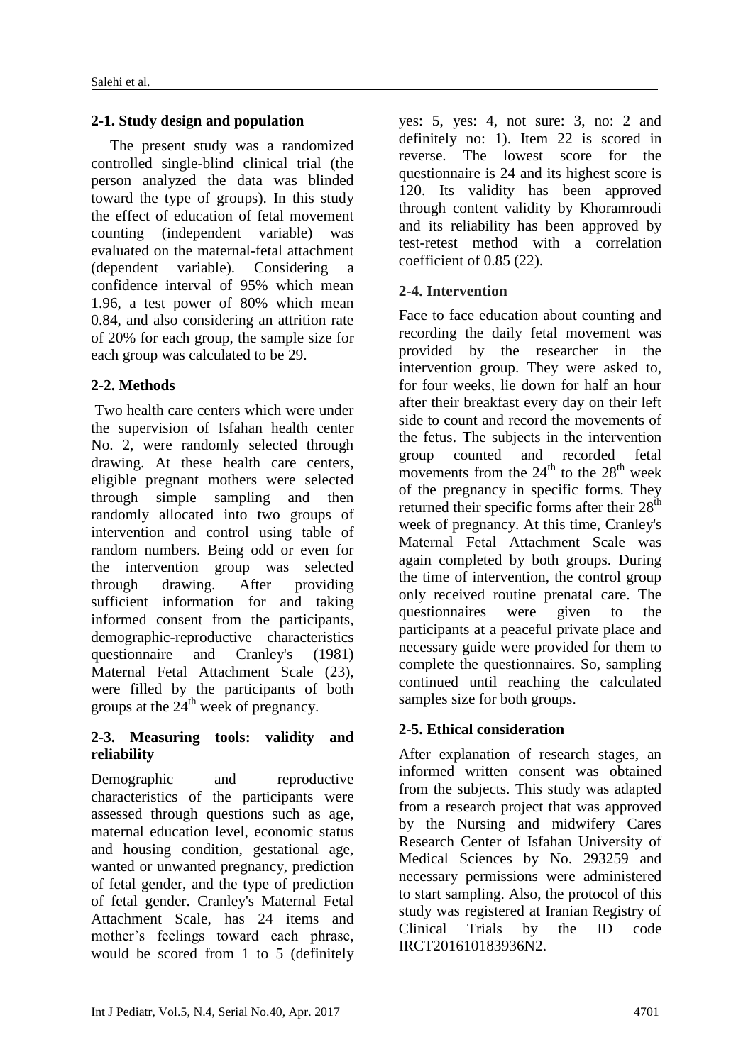### 2-1. Study design and population

The present study was a randomized controlled single-blind clinical trial (the person analyzed the data was blinded toward the type of groups). In this study the effect of education of fetal movement counting (independent variable) was evaluated on the maternal-fetal attachment (dependent variable). Considering a confidence interval of 95% which mean 1.96, a test power of 80% which mean 0.84, and also considering an attrition rate of 20% for each group, the sample size for each group was calculated to be 29.

### 2-2. Methods

Two health care centers which were under the supervision of Isfahan health center No. 2, were randomly selected through drawing. At these health care centers, eligible pregnant mothers were selected through simple sampling and then randomly allocated into two groups of intervention and control using table of random numbers. Being odd or even for the intervention group was selected through drawing. After providing sufficient information for and taking informed consent from the participants, demographic-reproductive characteristics questionnaire and Cranley's (1981) Maternal Fetal Attachment Scale (23), were filled by the participants of both groups at the $24^{th}$ week of pregnancy.

### 2-3. Measuring tools: validity and reliability

Demographic and reproductive characteristics of the participants were assessed through questions such as age, maternal education level, economic status and housing condition, gestational age, wanted or unwanted pregnancy, prediction of fetal gender, and the type of prediction of fetal gender. Cranley's Maternal Fetal Attachment Scale, has 24 items and mother's feelings toward each phrase, would be scored from 1 to 5 (definitely yes: 5, yes: 4, not sure: 3, no: 2 and definitely no: 1). Item 22 is scored in reverse. The lowest score for the questionnaire is 24 and its highest score is 120. Its validity has been approved through content validity by Khoramroudi and its reliability has been approved by test-retest method with a correlation coefficient of 0.85 (22).

### 2-4. Intervention

Face to face education about counting and recording the daily fetal movement was provided by the researcher in the intervention group. They were asked to, for four weeks, lie down for half an hour after their breakfast every day on their left side to count and record the movements of the fetus. The subjects in the intervention group counted and recorded fetal movements from the $24^{th}$ to the $28^{th}$ week of the pregnancy in specific forms. They returned their specific forms after their $28^{th}$ week of pregnancy. At this time, Cranley's Maternal Fetal Attachment Scale was again completed by both groups. During the time of intervention, the control group only received routine prenatal care. The questionnaires were given to the participants at a peaceful private place and necessary guide were provided for them to complete the questionnaires. So, sampling continued until reaching the calculated samples size for both groups.

### 2-5. Ethical consideration

After explanation of research stages, an informed written consent was obtained from the subjects. This study was adapted from a research project that was approved by the Nursing and midwifery Cares Research Center of Isfahan University of Medical Sciences by No. 293259 and necessary permissions were administered to start sampling. Also, the protocol of this study was registered at Iranian Registry of Clinical Trials by the ID code IRCT201610183936N2.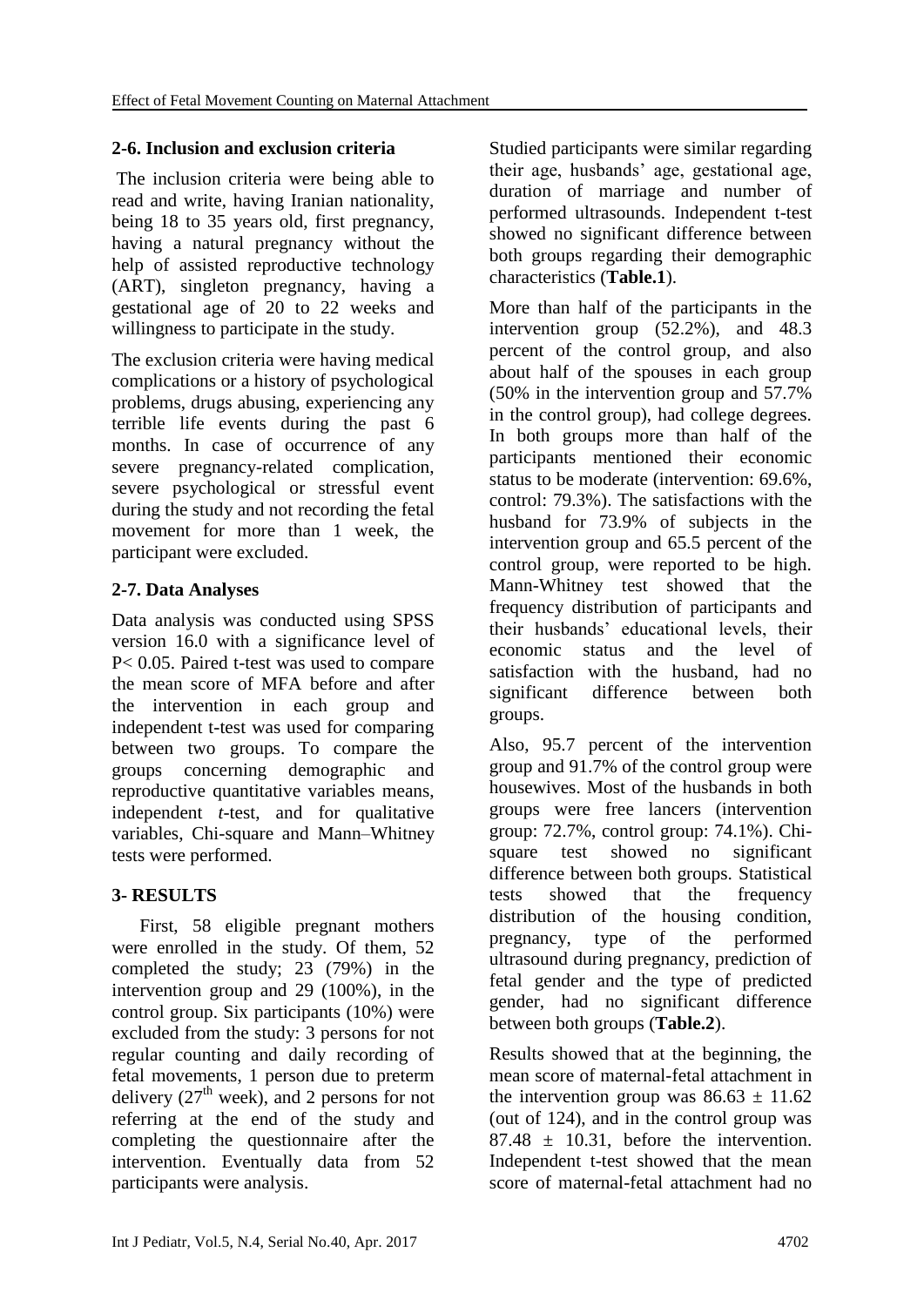### 2-6. Inclusion and exclusion criteria

The inclusion criteria were being able to read and write, having Iranian nationality, being 18 to 35 years old, first pregnancy, having a natural pregnancy without the help of assisted reproductive technology (ART), singleton pregnancy, having a gestational age of 20 to 22 weeks and willingness to participate in the study.

The exclusion criteria were having medical complications or a history of psychological problems, drugs abusing, experiencing any terrible life events during the past 6 months. In case of occurrence of any severe pregnancy-related complication, severe psychological or stressful event during the study and not recording the fetal movement for more than 1 week, the participant were excluded.

### 2-7. Data Analyses

Data analysis was conducted using SPSS version 16.0 with a significance level of P< 0.05. Paired t-test was used to compare the mean score of MFA before and after the intervention in each group and independent t-test was used for comparing between two groups. To compare the groups concerning demographic and reproductive quantitative variables means, independent *t*-test, and for qualitative variables, Chi-square and Mann–Whitney tests were performed.

## 3- RESULTS

First, 58 eligible pregnant mothers were enrolled in the study. Of them, 52 completed the study; 23 (79%) in the intervention group and 29 (100%), in the control group. Six participants (10%) were excluded from the study: 3 persons for not regular counting and daily recording of fetal movements, 1 person due to preterm delivery (27$^{th}$ week), and 2 persons for not referring at the end of the study and completing the questionnaire after the intervention. Eventually data from 52 participants were analysis.

Studied participants were similar regarding their age, husbands' age, gestational age, duration of marriage and number of performed ultrasounds. Independent t-test showed no significant difference between both groups regarding their demographic characteristics (**Table.1**).

More than half of the participants in the intervention group (52.2%), and 48.3 percent of the control group, and also about half of the spouses in each group (50% in the intervention group and 57.7% in the control group), had college degrees. In both groups more than half of the participants mentioned their economic status to be moderate (intervention: 69.6%, control: 79.3%). The satisfactions with the husband for 73.9% of subjects in the intervention group and 65.5 percent of the control group, were reported to be high. Mann-Whitney test showed that the frequency distribution of participants and their husbands' educational levels, their economic status and the level of satisfaction with the husband, had no significant difference between both groups.

Also, 95.7 percent of the intervention group and 91.7% of the control group were housewives. Most of the husbands in both groups were free lancers (intervention group: 72.7%, control group: 74.1%). Chi-square test showed no significant difference between both groups. Statistical tests showed that the frequency distribution of the housing condition, pregnancy, type of the performed ultrasound during pregnancy, prediction of fetal gender and the type of predicted gender, had no significant difference between both groups (**Table.2**).

Results showed that at the beginning, the mean score of maternal-fetal attachment in the intervention group was $86.63 \pm 11.62$ (out of 124), and in the control group was $87.48 \pm 10.31$, before the intervention. Independent t-test showed that the mean score of maternal-fetal attachment had no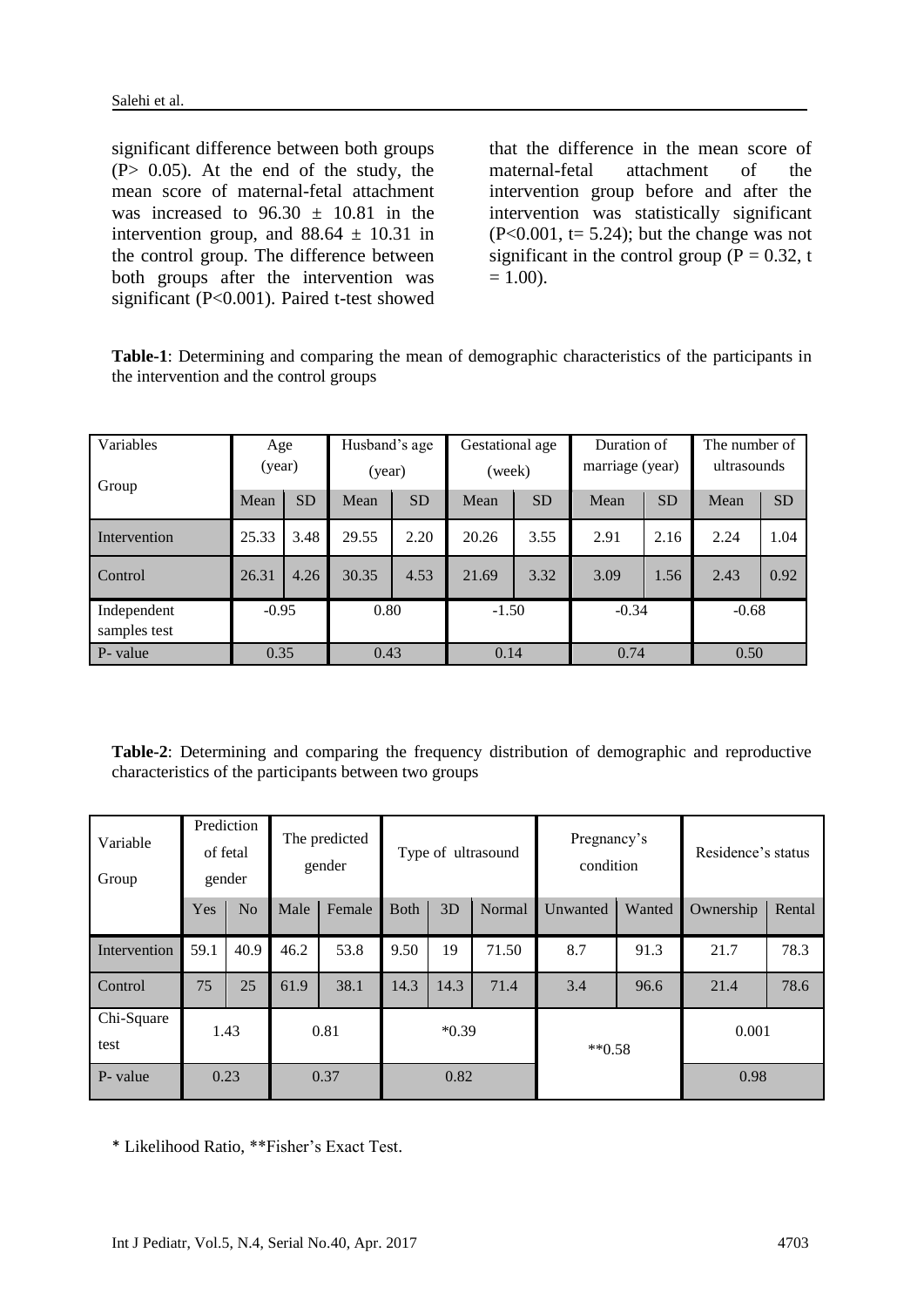significant difference between both groups (P> 0.05). At the end of the study, the mean score of maternal-fetal attachment was increased to $96.30 \pm 10.81$ in the intervention group, and $88.64 \pm 10.31$ in the control group. The difference between both groups after the intervention was significant (P<0.001). Paired t-test showed that the difference in the mean score of maternal-fetal attachment of the intervention group before and after the intervention was statistically significant (P<0.001, t= 5.24); but the change was not significant in the control group (P = 0.32, t = 1.00).

**Table-1**: Determining and comparing the mean of demographic characteristics of the participants in the intervention and the control groups

| Variables / Group | Age (year) | | Husband's age (year) | | Gestational age (week) | | Duration of marriage (year) | | The number of ultrasounds | |
|---|---|---|---|---|---|---|---|---|---|---|
| | Mean | SD | Mean | SD | Mean | SD | Mean | SD | Mean | SD |
| Intervention | 25.33 | 3.48 | 29.55 | 2.20 | 20.26 | 3.55 | 2.91 | 2.16 | 2.24 | 1.04 |
| Control | 26.31 | 4.26 | 30.35 | 4.53 | 21.69 | 3.32 | 3.09 | 1.56 | 2.43 | 0.92 |
| Independent samples test | -0.95 | | 0.80 | | -1.50 | | -0.34 | | -0.68 | |
| P- value | 0.35 | | 0.43 | | 0.14 | | 0.74 | | 0.50 | |

**Table-2**: Determining and comparing the frequency distribution of demographic and reproductive characteristics of the participants between two groups

| Variable / Group | Prediction of fetal gender | | The predicted gender | | Type of ultrasound | | | Pregnancy's condition | | Residence's status | |
|---|---|---|---|---|---|---|---|---|---|---|---|
| | Yes | No | Male | Female | Both | 3D | Normal | Unwanted | Wanted | Ownership | Rental |
| Intervention | 59.1 | 40.9 | 46.2 | 53.8 | 9.50 | 19 | 71.50 | 8.7 | 91.3 | 21.7 | 78.3 |
| Control | 75 | 25 | 61.9 | 38.1 | 14.3 | 14.3 | 71.4 | 3.4 | 96.6 | 21.4 | 78.6 |
| Chi-Square test | 1.43 | | 0.81 | | *0.39 | | | **0.58 | | 0.001 | |
| P- value | 0.23 | | 0.37 | | 0.82 | | | | | 0.98 | |

\* Likelihood Ratio, **Fisher's Exact Test.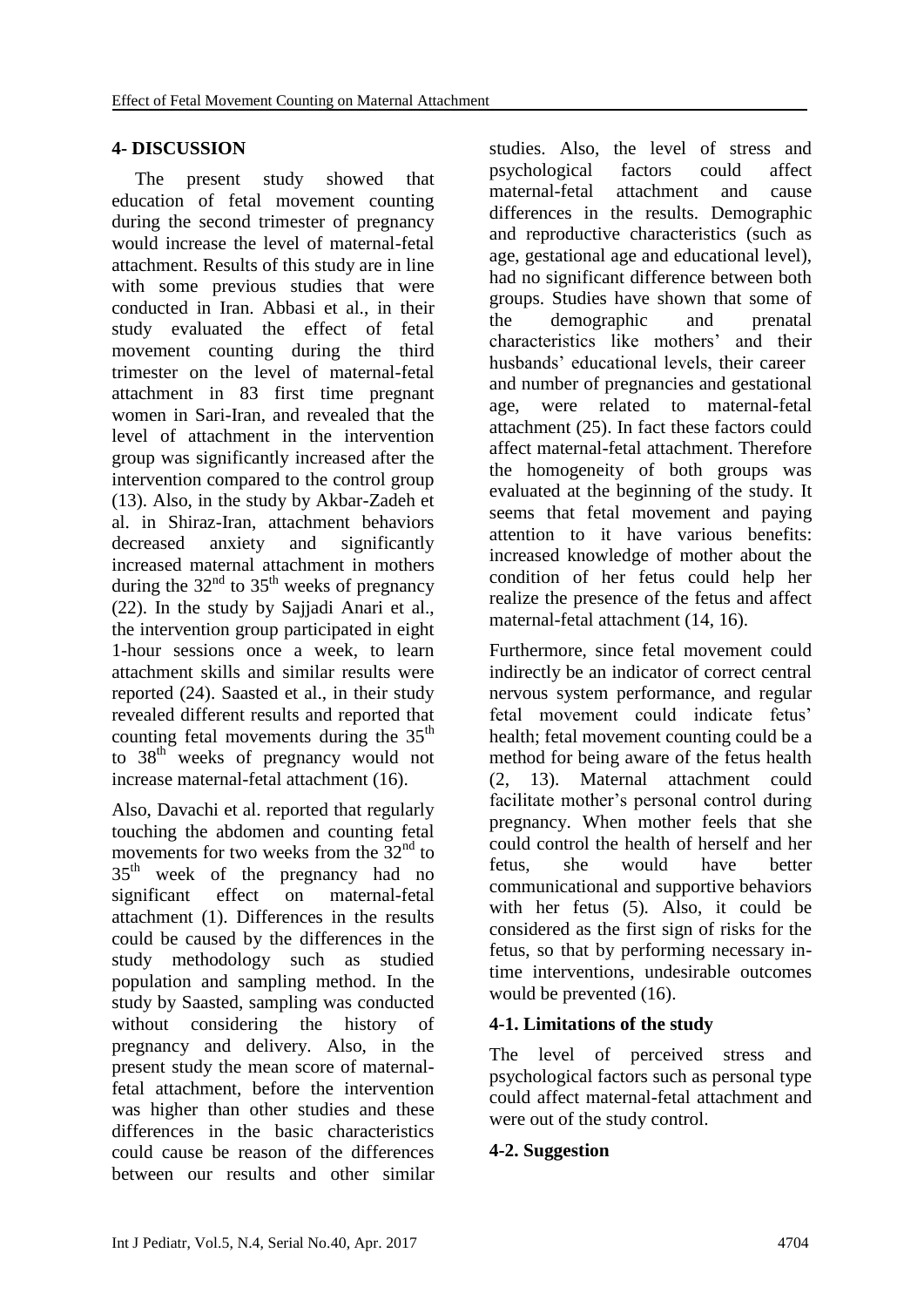## 4- DISCUSSION

The present study showed that education of fetal movement counting during the second trimester of pregnancy would increase the level of maternal-fetal attachment. Results of this study are in line with some previous studies that were conducted in Iran. Abbasi et al., in their study evaluated the effect of fetal movement counting during the third trimester on the level of maternal-fetal attachment in 83 first time pregnant women in Sari-Iran, and revealed that the level of attachment in the intervention group was significantly increased after the intervention compared to the control group (13). Also, in the study by Akbar-Zadeh et al. in Shiraz-Iran, attachment behaviors decreased anxiety and significantly increased maternal attachment in mothers during the 32nd to 35th weeks of pregnancy (22). In the study by Sajjadi Anari et al., the intervention group participated in eight 1-hour sessions once a week, to learn attachment skills and similar results were reported (24). Saasted et al., in their study revealed different results and reported that counting fetal movements during the 35th to 38th weeks of pregnancy would not increase maternal-fetal attachment (16).

Also, Davachi et al. reported that regularly touching the abdomen and counting fetal movements for two weeks from the 32nd to 35th week of the pregnancy had no significant effect on maternal-fetal attachment (1). Differences in the results could be caused by the differences in the study methodology such as studied population and sampling method. In the study by Saasted, sampling was conducted without considering the history of pregnancy and delivery. Also, in the present study the mean score of maternal-fetal attachment, before the intervention was higher than other studies and these differences in the basic characteristics could cause be reason of the differences between our results and other similar studies. Also, the level of stress and psychological factors could affect maternal-fetal attachment and cause differences in the results. Demographic and reproductive characteristics (such as age, gestational age and educational level), had no significant difference between both groups. Studies have shown that some of the demographic and prenatal characteristics like mothers' and their husbands' educational levels, their career and number of pregnancies and gestational age, were related to maternal-fetal attachment (25). In fact these factors could affect maternal-fetal attachment. Therefore the homogeneity of both groups was evaluated at the beginning of the study. It seems that fetal movement and paying attention to it have various benefits: increased knowledge of mother about the condition of her fetus could help her realize the presence of the fetus and affect maternal-fetal attachment (14, 16).

Furthermore, since fetal movement could indirectly be an indicator of correct central nervous system performance, and regular fetal movement could indicate fetus' health; fetal movement counting could be a method for being aware of the fetus health (2, 13). Maternal attachment could facilitate mother's personal control during pregnancy. When mother feels that she could control the health of herself and her fetus, she would have better communicational and supportive behaviors with her fetus (5). Also, it could be considered as the first sign of risks for the fetus, so that by performing necessary in-time interventions, undesirable outcomes would be prevented (16).

### 4-1. Limitations of the study

The level of perceived stress and psychological factors such as personal type could affect maternal-fetal attachment and were out of the study control.

### 4-2. Suggestion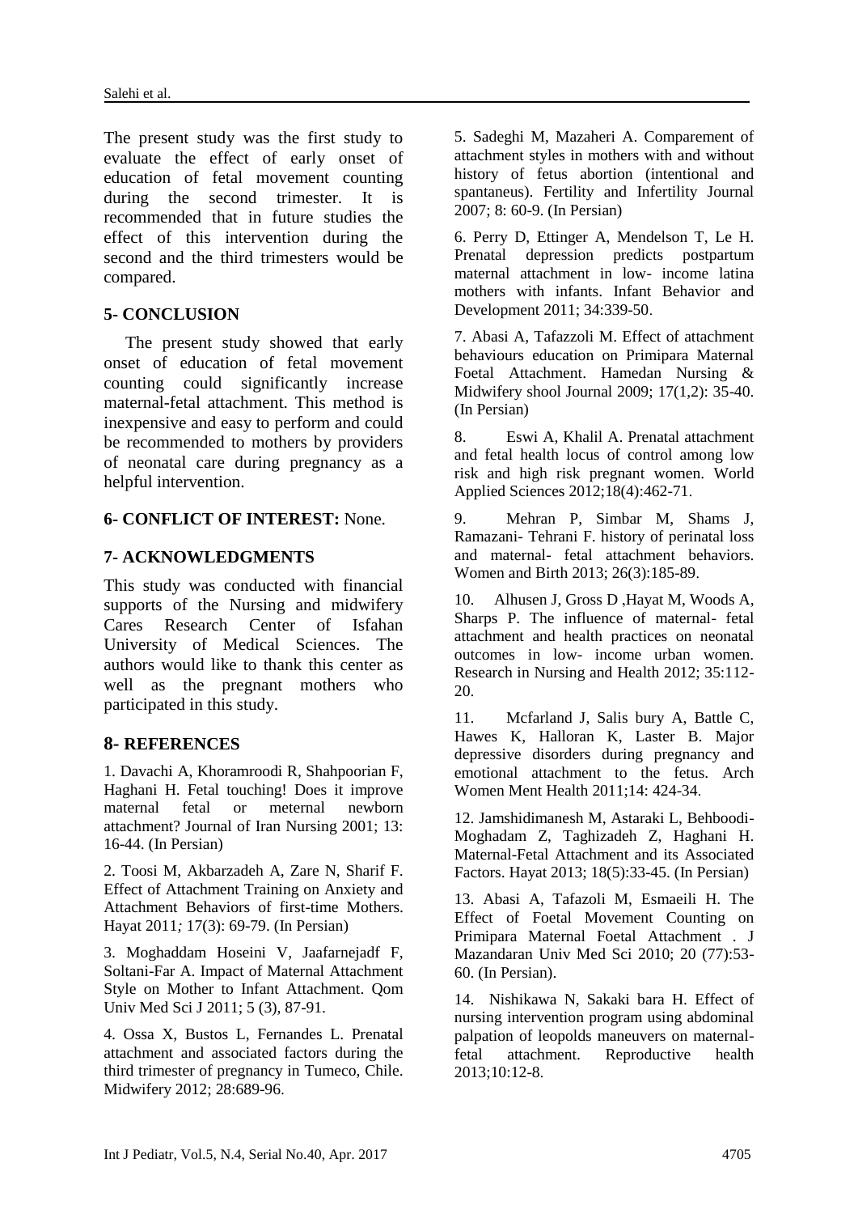The present study was the first study to evaluate the effect of early onset of education of fetal movement counting during the second trimester. It is recommended that in future studies the effect of this intervention during the second and the third trimesters would be compared.

## 5- CONCLUSION

The present study showed that early onset of education of fetal movement counting could significantly increase maternal-fetal attachment. This method is inexpensive and easy to perform and could be recommended to mothers by providers of neonatal care during pregnancy as a helpful intervention.

## 6- CONFLICT OF INTEREST: None.

## 7- ACKNOWLEDGMENTS

This study was conducted with financial supports of the Nursing and midwifery Cares Research Center of Isfahan University of Medical Sciences. The authors would like to thank this center as well as the pregnant mothers who participated in this study.

## 8- REFERENCES

1. Davachi A, Khoramroodi R, Shahpoorian F, Haghani H. Fetal touching! Does it improve maternal fetal or meternal newborn attachment? Journal of Iran Nursing 2001; 13: 16-44. (In Persian)

2. Toosi M, Akbarzadeh A, Zare N, Sharif F. Effect of Attachment Training on Anxiety and Attachment Behaviors of first-time Mothers. Hayat 2011*;* 17(3): 69-79. (In Persian)

3. Moghaddam Hoseini V, Jaafarnejadf F, Soltani-Far A. Impact of Maternal Attachment Style on Mother to Infant Attachment. Qom Univ Med Sci J 2011; 5 (3), 87-91.

4. Ossa X, Bustos L, Fernandes L. Prenatal attachment and associated factors during the third trimester of pregnancy in Tumeco, Chile. Midwifery 2012; 28:689-96.

5. Sadeghi M, Mazaheri A. Comparement of attachment styles in mothers with and without history of fetus abortion (intentional and spantaneus). Fertility and Infertility Journal 2007; 8: 60-9. (In Persian)

6. Perry D, Ettinger A, Mendelson T, Le H. Prenatal depression predicts postpartum maternal attachment in low- income latina mothers with infants. Infant Behavior and Development 2011; 34:339-50.

7. Abasi A, Tafazzoli M. Effect of attachment behaviours education on Primipara Maternal Foetal Attachment. Hamedan Nursing & Midwifery shool Journal 2009; 17(1,2): 35-40. (In Persian)

8. Eswi A, Khalil A. Prenatal attachment and fetal health locus of control among low risk and high risk pregnant women. World Applied Sciences 2012;18(4):462-71.

9. Mehran P, Simbar M, Shams J, Ramazani- Tehrani F. history of perinatal loss and maternal- fetal attachment behaviors. Women and Birth 2013; 26(3):185-89.

10. Alhusen J, Gross D ,Hayat M, Woods A, Sharps P. The influence of maternal- fetal attachment and health practices on neonatal outcomes in low- income urban women. Research in Nursing and Health 2012; 35:112-20.

11. Mcfarland J, Salis bury A, Battle C, Hawes K, Halloran K, Laster B. Major depressive disorders during pregnancy and emotional attachment to the fetus. Arch Women Ment Health 2011;14: 424-34.

12. Jamshidimanesh M, Astaraki L, Behboodi-Moghadam Z, Taghizadeh Z, Haghani H. Maternal-Fetal Attachment and its Associated Factors. Hayat 2013; 18(5):33-45. (In Persian)

13. Abasi A, Tafazoli M, Esmaeili H. The Effect of Foetal Movement Counting on Primipara Maternal Foetal Attachment . J Mazandaran Univ Med Sci 2010; 20 (77):53-60. (In Persian).

14. Nishikawa N, Sakaki bara H. Effect of nursing intervention program using abdominal palpation of leopolds maneuvers on maternal-fetal attachment. Reproductive health 2013;10:12-8.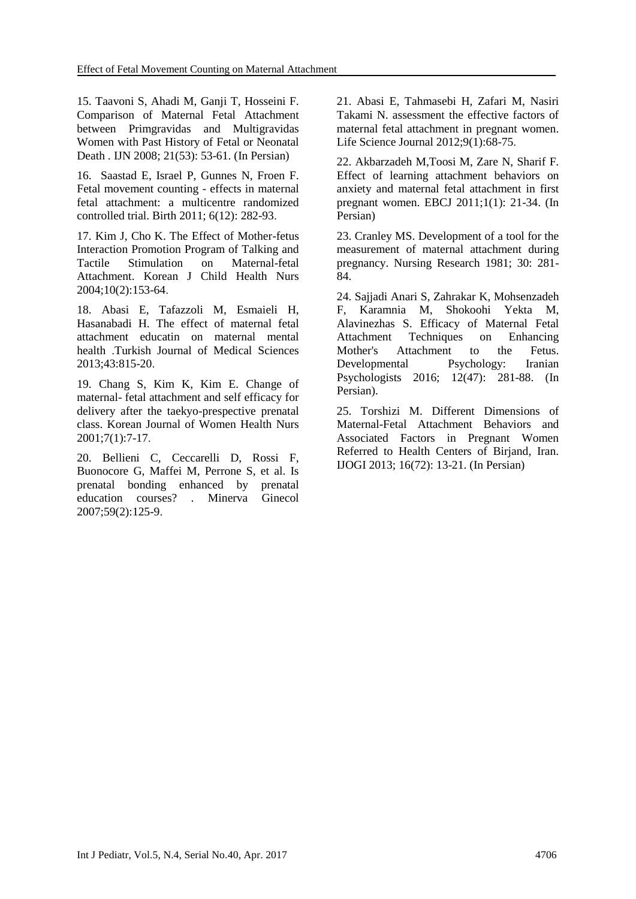15. Taavoni S, Ahadi M, Ganji T, Hosseini F. Comparison of Maternal Fetal Attachment between Primgravidas and Multigravidas Women with Past History of Fetal or Neonatal Death . IJN 2008; 21(53): 53-61. (In Persian)

16. Saastad E, Israel P, Gunnes N, Froen F. Fetal movement counting - effects in maternal fetal attachment: a multicentre randomized controlled trial. Birth 2011; 6(12): 282-93.

17. Kim J, Cho K. The Effect of Mother-fetus Interaction Promotion Program of Talking and Tactile Stimulation on Maternal-fetal Attachment. Korean J Child Health Nurs 2004;10(2):153-64.

18. Abasi E, Tafazzoli M, Esmaieli H, Hasanabadi H. The effect of maternal fetal attachment educatin on maternal mental health .Turkish Journal of Medical Sciences 2013;43:815-20.

19. Chang S, Kim K, Kim E. Change of maternal- fetal attachment and self efficacy for delivery after the taekyo-prespective prenatal class. Korean Journal of Women Health Nurs 2001;7(1):7-17.

20. Bellieni C, Ceccarelli D, Rossi F, Buonocore G, Maffei M, Perrone S, et al. Is prenatal bonding enhanced by prenatal education courses? . Minerva Ginecol 2007;59(2):125-9.

21. Abasi E, Tahmasebi H, Zafari M, Nasiri Takami N. assessment the effective factors of maternal fetal attachment in pregnant women. Life Science Journal 2012;9(1):68-75.

22. Akbarzadeh M,Toosi M, Zare N, Sharif F. Effect of learning attachment behaviors on anxiety and maternal fetal attachment in first pregnant women. EBCJ 2011;1(1): 21-34. (In Persian)

23. Cranley MS. Development of a tool for the measurement of maternal attachment during pregnancy. Nursing Research 1981; 30: 281-84.

24. Sajjadi Anari S, Zahrakar K, Mohsenzadeh F, Karamnia M, Shokoohi Yekta M, Alavinezhas S. Efficacy of Maternal Fetal Attachment Techniques on Enhancing Mother's Attachment to the Fetus. Developmental Psychology: Iranian Psychologists 2016; 12(47): 281-88. (In Persian).

25. Torshizi M. Different Dimensions of Maternal-Fetal Attachment Behaviors and Associated Factors in Pregnant Women Referred to Health Centers of Birjand, Iran. IJOGI 2013; 16(72): 13-21. (In Persian)